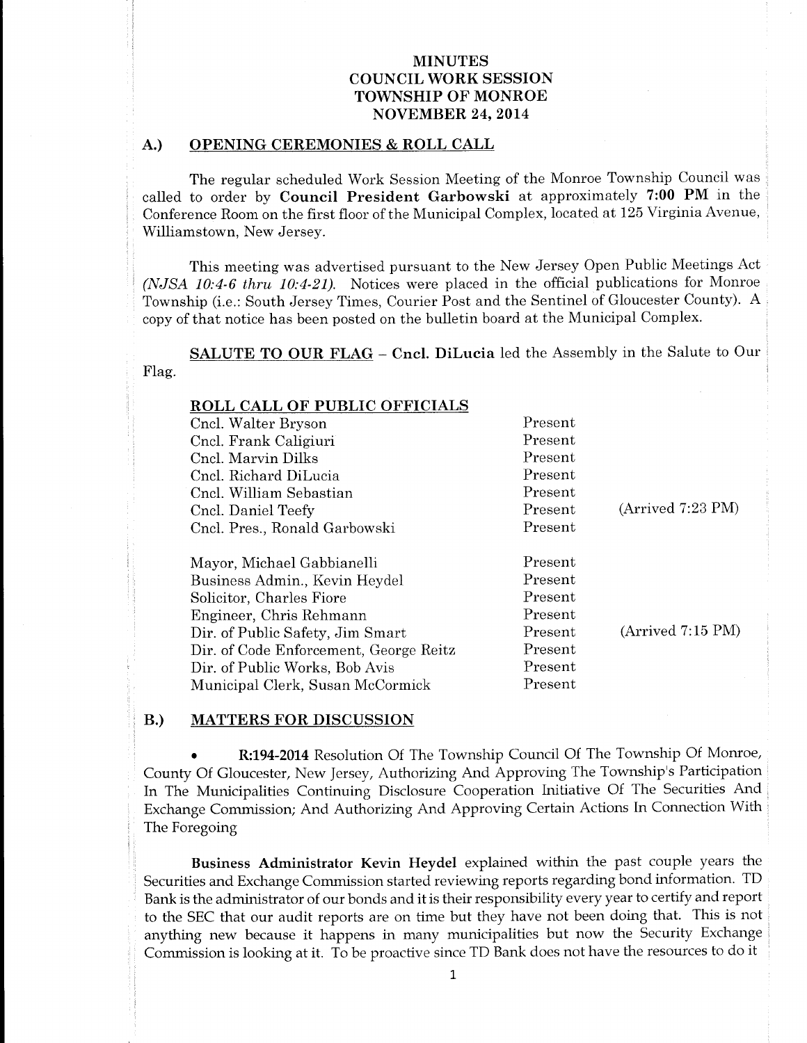# MINUTES
# COUNCIL WORK SESSION
# TOWNSHIP OF MONROE
# NOVEMBER 24, 2014

## A.) OPENING CEREMONIES & ROLL CALL

The regular scheduled Work Session Meeting of the Monroe Township Council was called to order by **Council President Garbowski** at approximately **7:00 PM** in the Conference Room on the first floor of the Municipal Complex, located at 125 Virginia Avenue, Williamstown, New Jersey.

This meeting was advertised pursuant to the New Jersey Open Public Meetings Act *(NJSA 10:4-6 thru 10:4-21)*. Notices were placed in the official publications for Monroe Township (i.e.: South Jersey Times, Courier Post and the Sentinel of Gloucester County). A copy of that notice has been posted on the bulletin board at the Municipal Complex.

**SALUTE TO OUR FLAG** – **Cncl. DiLucia** led the Assembly in the Salute to Our Flag.

**ROLL CALL OF PUBLIC OFFICIALS**

| | | |
|---|---|---|
| Cncl. Walter Bryson | Present | |
| Cncl. Frank Caligiuri | Present | |
| Cncl. Marvin Dilks | Present | |
| Cncl. Richard DiLucia | Present | |
| Cncl. William Sebastian | Present | |
| Cncl. Daniel Teefy | Present | (Arrived 7:23 PM) |
| Cncl. Pres., Ronald Garbowski | Present | |
| Mayor, Michael Gabbianelli | Present | |
| Business Admin., Kevin Heydel | Present | |
| Solicitor, Charles Fiore | Present | |
| Engineer, Chris Rehmann | Present | |
| Dir. of Public Safety, Jim Smart | Present | (Arrived 7:15 PM) |
| Dir. of Code Enforcement, George Reitz | Present | |
| Dir. of Public Works, Bob Avis | Present | |
| Municipal Clerk, Susan McCormick | Present | |

## B.) MATTERS FOR DISCUSSION

- **R:194-2014** Resolution Of The Township Council Of The Township Of Monroe, County Of Gloucester, New Jersey, Authorizing And Approving The Township's Participation In The Municipalities Continuing Disclosure Cooperation Initiative Of The Securities And Exchange Commission; And Authorizing And Approving Certain Actions In Connection With The Foregoing

**Business Administrator Kevin Heydel** explained within the past couple years the Securities and Exchange Commission started reviewing reports regarding bond information. TD Bank is the administrator of our bonds and it is their responsibility every year to certify and report to the SEC that our audit reports are on time but they have not been doing that. This is not anything new because it happens in many municipalities but now the Security Exchange Commission is looking at it. To be proactive since TD Bank does not have the resources to do it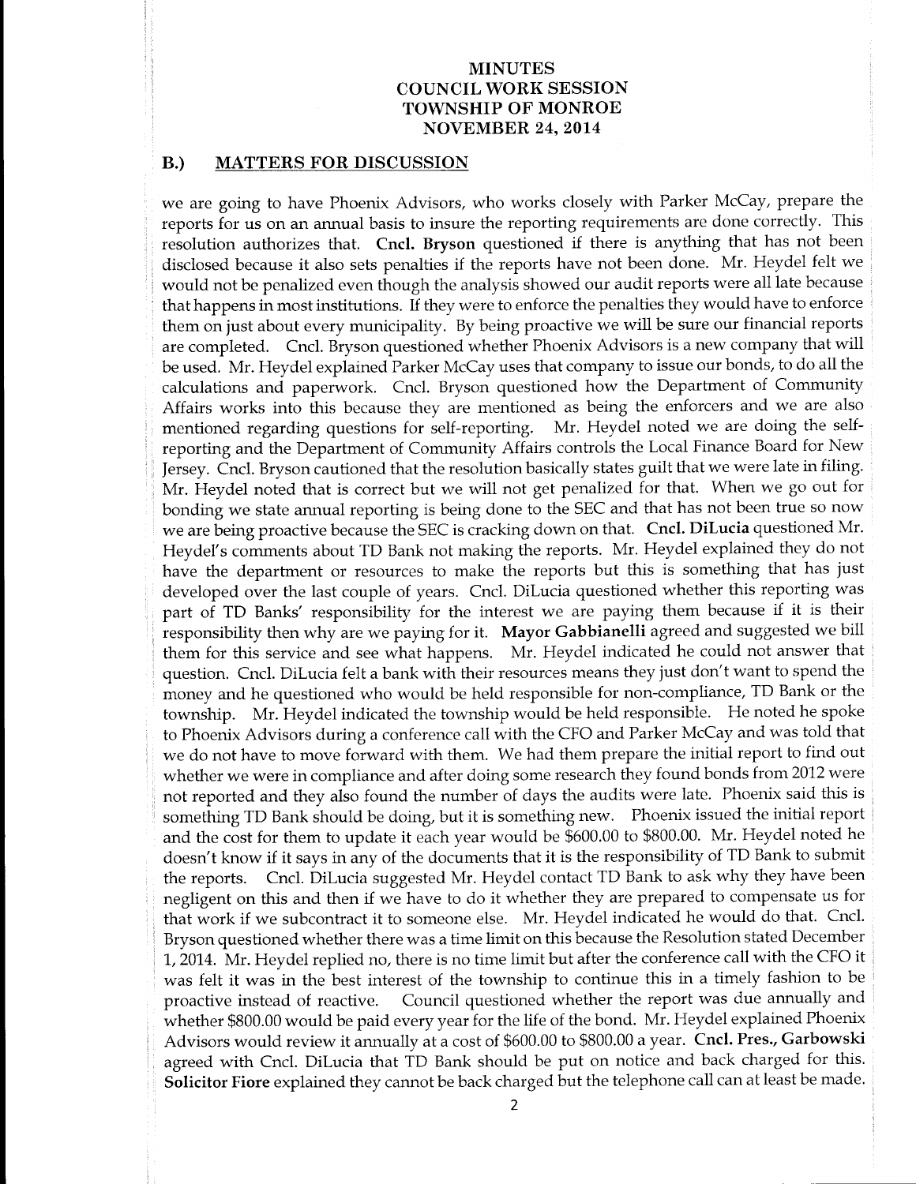# MINUTES
# COUNCIL WORK SESSION
# TOWNSHIP OF MONROE
# NOVEMBER 24, 2014

## B.) MATTERS FOR DISCUSSION

we are going to have Phoenix Advisors, who works closely with Parker McCay, prepare the reports for us on an annual basis to insure the reporting requirements are done correctly. This resolution authorizes that. **Cncl. Bryson** questioned if there is anything that has not been disclosed because it also sets penalties if the reports have not been done. Mr. Heydel felt we would not be penalized even though the analysis showed our audit reports were all late because that happens in most institutions. If they were to enforce the penalties they would have to enforce them on just about every municipality. By being proactive we will be sure our financial reports are completed. Cncl. Bryson questioned whether Phoenix Advisors is a new company that will be used. Mr. Heydel explained Parker McCay uses that company to issue our bonds, to do all the calculations and paperwork. Cncl. Bryson questioned how the Department of Community Affairs works into this because they are mentioned as being the enforcers and we are also mentioned regarding questions for self-reporting. Mr. Heydel noted we are doing the self-reporting and the Department of Community Affairs controls the Local Finance Board for New Jersey. Cncl. Bryson cautioned that the resolution basically states guilt that we were late in filing. Mr. Heydel noted that is correct but we will not get penalized for that. When we go out for bonding we state annual reporting is being done to the SEC and that has not been true so now we are being proactive because the SEC is cracking down on that. **Cncl. DiLucia** questioned Mr. Heydel's comments about TD Bank not making the reports. Mr. Heydel explained they do not have the department or resources to make the reports but this is something that has just developed over the last couple of years. Cncl. DiLucia questioned whether this reporting was part of TD Banks' responsibility for the interest we are paying them because if it is their responsibility then why are we paying for it. **Mayor Gabbianelli** agreed and suggested we bill them for this service and see what happens. Mr. Heydel indicated he could not answer that question. Cncl. DiLucia felt a bank with their resources means they just don't want to spend the money and he questioned who would be held responsible for non-compliance, TD Bank or the township. Mr. Heydel indicated the township would be held responsible. He noted he spoke to Phoenix Advisors during a conference call with the CFO and Parker McCay and was told that we do not have to move forward with them. We had them prepare the initial report to find out whether we were in compliance and after doing some research they found bonds from 2012 were not reported and they also found the number of days the audits were late. Phoenix said this is something TD Bank should be doing, but it is something new. Phoenix issued the initial report and the cost for them to update it each year would be $600.00 to $800.00. Mr. Heydel noted he doesn't know if it says in any of the documents that it is the responsibility of TD Bank to submit the reports. Cncl. DiLucia suggested Mr. Heydel contact TD Bank to ask why they have been negligent on this and then if we have to do it whether they are prepared to compensate us for that work if we subcontract it to someone else. Mr. Heydel indicated he would do that. Cncl. Bryson questioned whether there was a time limit on this because the Resolution stated December 1, 2014. Mr. Heydel replied no, there is no time limit but after the conference call with the CFO it was felt it was in the best interest of the township to continue this in a timely fashion to be proactive instead of reactive. Council questioned whether the report was due annually and whether $800.00 would be paid every year for the life of the bond. Mr. Heydel explained Phoenix Advisors would review it annually at a cost of $600.00 to $800.00 a year. **Cncl. Pres., Garbowski** agreed with Cncl. DiLucia that TD Bank should be put on notice and back charged for this. **Solicitor Fiore** explained they cannot be back charged but the telephone call can at least be made.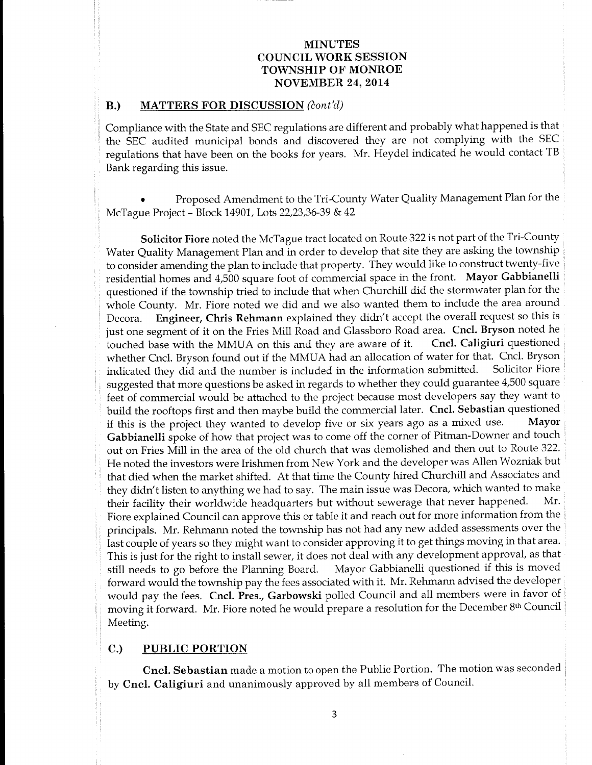# MINUTES
# COUNCIL WORK SESSION
# TOWNSHIP OF MONROE
# NOVEMBER 24, 2014

## B.) MATTERS FOR DISCUSSION *(cont'd)*

Compliance with the State and SEC regulations are different and probably what happened is that the SEC audited municipal bonds and discovered they are not complying with the SEC regulations that have been on the books for years. Mr. Heydel indicated he would contact TB Bank regarding this issue.

- Proposed Amendment to the Tri-County Water Quality Management Plan for the McTague Project – Block 14901, Lots 22,23,36-39 & 42

**Solicitor Fiore** noted the McTague tract located on Route 322 is not part of the Tri-County Water Quality Management Plan and in order to develop that site they are asking the township to consider amending the plan to include that property. They would like to construct twenty-five residential homes and 4,500 square foot of commercial space in the front. **Mayor Gabbianelli** questioned if the township tried to include that when Churchill did the stormwater plan for the whole County. Mr. Fiore noted we did and we also wanted them to include the area around Decora. **Engineer, Chris Rehmann** explained they didn't accept the overall request so this is just one segment of it on the Fries Mill Road and Glassboro Road area. **Cncl. Bryson** noted he touched base with the MMUA on this and they are aware of it. **Cncl. Caligiuri** questioned whether Cncl. Bryson found out if the MMUA had an allocation of water for that. Cncl. Bryson indicated they did and the number is included in the information submitted. Solicitor Fiore suggested that more questions be asked in regards to whether they could guarantee 4,500 square feet of commercial would be attached to the project because most developers say they want to build the rooftops first and then maybe build the commercial later. **Cncl. Sebastian** questioned if this is the project they wanted to develop five or six years ago as a mixed use. **Mayor Gabbianelli** spoke of how that project was to come off the corner of Pitman-Downer and touch out on Fries Mill in the area of the old church that was demolished and then out to Route 322. He noted the investors were Irishmen from New York and the developer was Allen Wozniak but that died when the market shifted. At that time the County hired Churchill and Associates and they didn't listen to anything we had to say. The main issue was Decora, which wanted to make their facility their worldwide headquarters but without sewerage that never happened. Mr. Fiore explained Council can approve this or table it and reach out for more information from the principals. Mr. Rehmann noted the township has not had any new added assessments over the last couple of years so they might want to consider approving it to get things moving in that area. This is just for the right to install sewer, it does not deal with any development approval, as that still needs to go before the Planning Board. Mayor Gabbianelli questioned if this is moved forward would the township pay the fees associated with it. Mr. Rehmann advised the developer would pay the fees. **Cncl. Pres., Garbowski** polled Council and all members were in favor of moving it forward. Mr. Fiore noted he would prepare a resolution for the December 8th Council Meeting.

## C.) PUBLIC PORTION

**Cncl. Sebastian** made a motion to open the Public Portion. The motion was seconded by **Cncl. Caligiuri** and unanimously approved by all members of Council.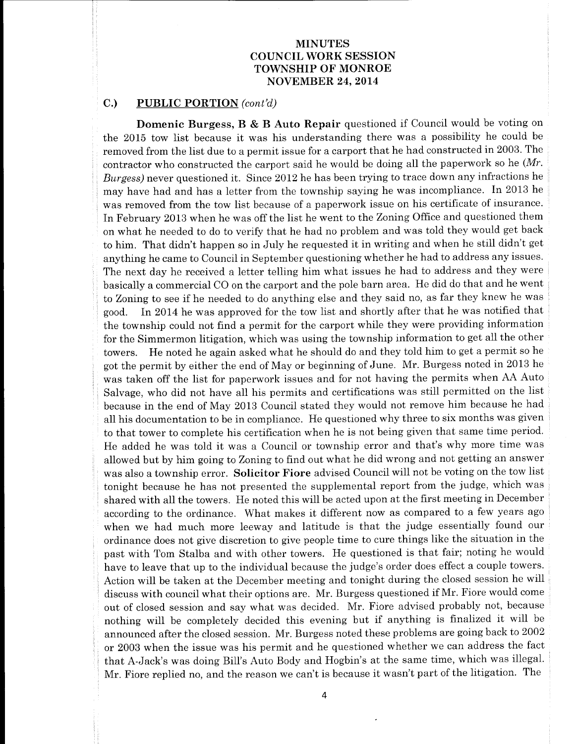# MINUTES
# COUNCIL WORK SESSION
# TOWNSHIP OF MONROE
# NOVEMBER 24, 2014

## C.) PUBLIC PORTION *(cont'd)*

**Domenic Burgess, B & B Auto Repair** questioned if Council would be voting on the 2015 tow list because it was his understanding there was a possibility he could be removed from the list due to a permit issue for a carport that he had constructed in 2003. The contractor who constructed the carport said he would be doing all the paperwork so he (*Mr. Burgess*) never questioned it. Since 2012 he has been trying to trace down any infractions he may have had and has a letter from the township saying he was incompliance. In 2013 he was removed from the tow list because of a paperwork issue on his certificate of insurance. In February 2013 when he was off the list he went to the Zoning Office and questioned them on what he needed to do to verify that he had no problem and was told they would get back to him. That didn't happen so in July he requested it in writing and when he still didn't get anything he came to Council in September questioning whether he had to address any issues. The next day he received a letter telling him what issues he had to address and they were basically a commercial CO on the carport and the pole barn area. He did do that and he went to Zoning to see if he needed to do anything else and they said no, as far they knew he was good. In 2014 he was approved for the tow list and shortly after that he was notified that the township could not find a permit for the carport while they were providing information for the Simmermon litigation, which was using the township information to get all the other towers. He noted he again asked what he should do and they told him to get a permit so he got the permit by either the end of May or beginning of June. Mr. Burgess noted in 2013 he was taken off the list for paperwork issues and for not having the permits when AA Auto Salvage, who did not have all his permits and certifications was still permitted on the list because in the end of May 2013 Council stated they would not remove him because he had all his documentation to be in compliance. He questioned why three to six months was given to that tower to complete his certification when he is not being given that same time period. He added he was told it was a Council or township error and that's why more time was allowed but by him going to Zoning to find out what he did wrong and not getting an answer was also a township error. **Solicitor Fiore** advised Council will not be voting on the tow list tonight because he has not presented the supplemental report from the judge, which was shared with all the towers. He noted this will be acted upon at the first meeting in December according to the ordinance. What makes it different now as compared to a few years ago when we had much more leeway and latitude is that the judge essentially found our ordinance does not give discretion to give people time to cure things like the situation in the past with Tom Stalba and with other towers. He questioned is that fair; noting he would have to leave that up to the individual because the judge's order does effect a couple towers. Action will be taken at the December meeting and tonight during the closed session he will discuss with council what their options are. Mr. Burgess questioned if Mr. Fiore would come out of closed session and say what was decided. Mr. Fiore advised probably not, because nothing will be completely decided this evening but if anything is finalized it will be announced after the closed session. Mr. Burgess noted these problems are going back to 2002 or 2003 when the issue was his permit and he questioned whether we can address the fact that A-Jack's was doing Bill's Auto Body and Hogbin's at the same time, which was illegal. Mr. Fiore replied no, and the reason we can't is because it wasn't part of the litigation. The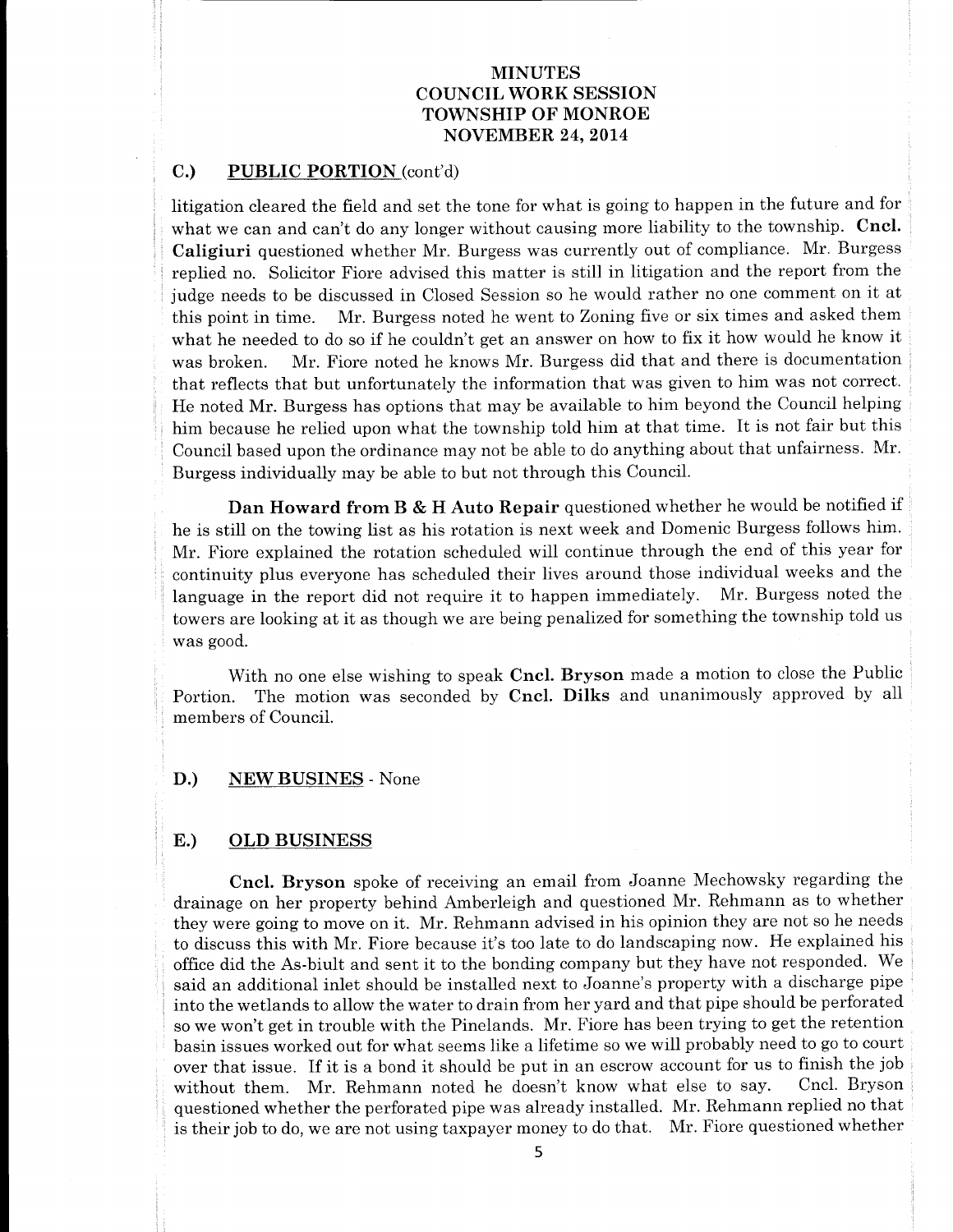# MINUTES
# COUNCIL WORK SESSION
# TOWNSHIP OF MONROE
# NOVEMBER 24, 2014

## C.) PUBLIC PORTION (cont'd)

litigation cleared the field and set the tone for what is going to happen in the future and for what we can and can't do any longer without causing more liability to the township. **Cncl. Caligiuri** questioned whether Mr. Burgess was currently out of compliance. Mr. Burgess replied no. Solicitor Fiore advised this matter is still in litigation and the report from the judge needs to be discussed in Closed Session so he would rather no one comment on it at this point in time. Mr. Burgess noted he went to Zoning five or six times and asked them what he needed to do so if he couldn't get an answer on how to fix it how would he know it was broken. Mr. Fiore noted he knows Mr. Burgess did that and there is documentation that reflects that but unfortunately the information that was given to him was not correct. He noted Mr. Burgess has options that may be available to him beyond the Council helping him because he relied upon what the township told him at that time. It is not fair but this Council based upon the ordinance may not be able to do anything about that unfairness. Mr. Burgess individually may be able to but not through this Council.

**Dan Howard from B & H Auto Repair** questioned whether he would be notified if he is still on the towing list as his rotation is next week and Domenic Burgess follows him. Mr. Fiore explained the rotation scheduled will continue through the end of this year for continuity plus everyone has scheduled their lives around those individual weeks and the language in the report did not require it to happen immediately. Mr. Burgess noted the towers are looking at it as though we are being penalized for something the township told us was good.

With no one else wishing to speak **Cncl. Bryson** made a motion to close the Public Portion. The motion was seconded by **Cncl. Dilks** and unanimously approved by all members of Council.

## D.) NEW BUSINES - None

## E.) OLD BUSINESS

**Cncl. Bryson** spoke of receiving an email from Joanne Mechowsky regarding the drainage on her property behind Amberleigh and questioned Mr. Rehmann as to whether they were going to move on it. Mr. Rehmann advised in his opinion they are not so he needs to discuss this with Mr. Fiore because it's too late to do landscaping now. He explained his office did the As-biult and sent it to the bonding company but they have not responded. We said an additional inlet should be installed next to Joanne's property with a discharge pipe into the wetlands to allow the water to drain from her yard and that pipe should be perforated so we won't get in trouble with the Pinelands. Mr. Fiore has been trying to get the retention basin issues worked out for what seems like a lifetime so we will probably need to go to court over that issue. If it is a bond it should be put in an escrow account for us to finish the job without them. Mr. Rehmann noted he doesn't know what else to say. Cncl. Bryson questioned whether the perforated pipe was already installed. Mr. Rehmann replied no that is their job to do, we are not using taxpayer money to do that. Mr. Fiore questioned whether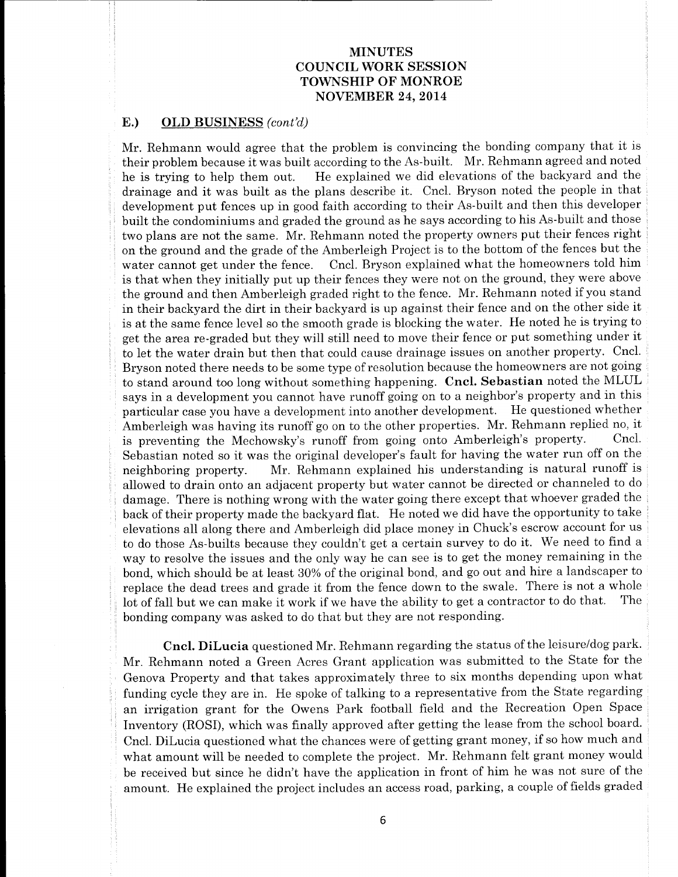# MINUTES
# COUNCIL WORK SESSION
# TOWNSHIP OF MONROE
# NOVEMBER 24, 2014

## E.) OLD BUSINESS *(cont'd)*

Mr. Rehmann would agree that the problem is convincing the bonding company that it is their problem because it was built according to the As-built. Mr. Rehmann agreed and noted he is trying to help them out. He explained we did elevations of the backyard and the drainage and it was built as the plans describe it. Cncl. Bryson noted the people in that development put fences up in good faith according to their As-built and then this developer built the condominiums and graded the ground as he says according to his As-built and those two plans are not the same. Mr. Rehmann noted the property owners put their fences right on the ground and the grade of the Amberleigh Project is to the bottom of the fences but the water cannot get under the fence. Cncl. Bryson explained what the homeowners told him is that when they initially put up their fences they were not on the ground, they were above the ground and then Amberleigh graded right to the fence. Mr. Rehmann noted if you stand in their backyard the dirt in their backyard is up against their fence and on the other side it is at the same fence level so the smooth grade is blocking the water. He noted he is trying to get the area re-graded but they will still need to move their fence or put something under it to let the water drain but then that could cause drainage issues on another property. Cncl. Bryson noted there needs to be some type of resolution because the homeowners are not going to stand around too long without something happening. **Cncl. Sebastian** noted the MLUL says in a development you cannot have runoff going on to a neighbor's property and in this particular case you have a development into another development. He questioned whether Amberleigh was having its runoff go on to the other properties. Mr. Rehmann replied no, it is preventing the Mechowsky's runoff from going onto Amberleigh's property. Cncl. Sebastian noted so it was the original developer's fault for having the water run off on the neighboring property. Mr. Rehmann explained his understanding is natural runoff is allowed to drain onto an adjacent property but water cannot be directed or channeled to do damage. There is nothing wrong with the water going there except that whoever graded the back of their property made the backyard flat. He noted we did have the opportunity to take elevations all along there and Amberleigh did place money in Chuck's escrow account for us to do those As-builts because they couldn't get a certain survey to do it. We need to find a way to resolve the issues and the only way he can see is to get the money remaining in the bond, which should be at least 30% of the original bond, and go out and hire a landscaper to replace the dead trees and grade it from the fence down to the swale. There is not a whole lot of fall but we can make it work if we have the ability to get a contractor to do that. The bonding company was asked to do that but they are not responding.

**Cncl. DiLucia** questioned Mr. Rehmann regarding the status of the leisure/dog park. Mr. Rehmann noted a Green Acres Grant application was submitted to the State for the Genova Property and that takes approximately three to six months depending upon what funding cycle they are in. He spoke of talking to a representative from the State regarding an irrigation grant for the Owens Park football field and the Recreation Open Space Inventory (ROSI), which was finally approved after getting the lease from the school board. Cncl. DiLucia questioned what the chances were of getting grant money, if so how much and what amount will be needed to complete the project. Mr. Rehmann felt grant money would be received but since he didn't have the application in front of him he was not sure of the amount. He explained the project includes an access road, parking, a couple of fields graded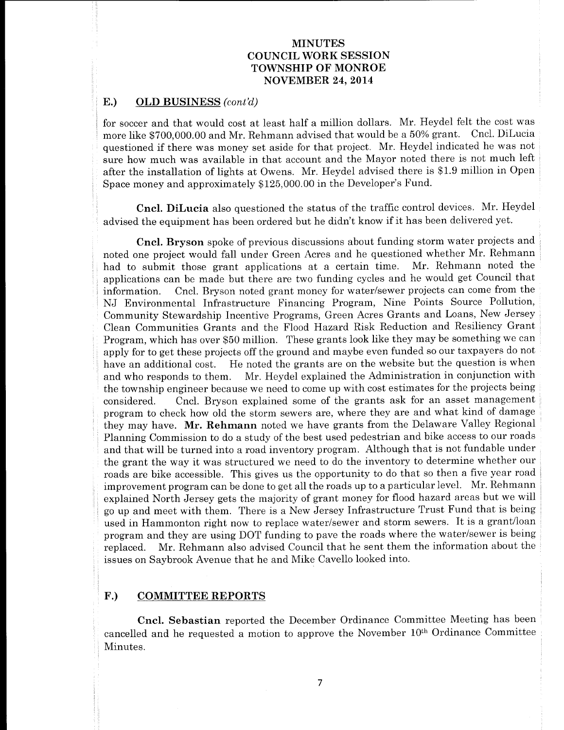**MINUTES**
**COUNCIL WORK SESSION**
**TOWNSHIP OF MONROE**
**NOVEMBER 24, 2014**

## E.) OLD BUSINESS *(cont'd)*

for soccer and that would cost at least half a million dollars. Mr. Heydel felt the cost was more like $700,000.00 and Mr. Rehmann advised that would be a 50% grant. Cncl. DiLucia questioned if there was money set aside for that project. Mr. Heydel indicated he was not sure how much was available in that account and the Mayor noted there is not much left after the installation of lights at Owens. Mr. Heydel advised there is $1.9 million in Open Space money and approximately $125,000.00 in the Developer's Fund.

**Cncl. DiLucia** also questioned the status of the traffic control devices. Mr. Heydel advised the equipment has been ordered but he didn't know if it has been delivered yet.

**Cncl. Bryson** spoke of previous discussions about funding storm water projects and noted one project would fall under Green Acres and he questioned whether Mr. Rehmann had to submit those grant applications at a certain time. Mr. Rehmann noted the applications can be made but there are two funding cycles and he would get Council that information. Cncl. Bryson noted grant money for water/sewer projects can come from the NJ Environmental Infrastructure Financing Program, Nine Points Source Pollution, Community Stewardship Incentive Programs, Green Acres Grants and Loans, New Jersey Clean Communities Grants and the Flood Hazard Risk Reduction and Resiliency Grant Program, which has over $50 million. These grants look like they may be something we can apply for to get these projects off the ground and maybe even funded so our taxpayers do not have an additional cost. He noted the grants are on the website but the question is when and who responds to them. Mr. Heydel explained the Administration in conjunction with the township engineer because we need to come up with cost estimates for the projects being considered. Cncl. Bryson explained some of the grants ask for an asset management program to check how old the storm sewers are, where they are and what kind of damage they may have. **Mr. Rehmann** noted we have grants from the Delaware Valley Regional Planning Commission to do a study of the best used pedestrian and bike access to our roads and that will be turned into a road inventory program. Although that is not fundable under the grant the way it was structured we need to do the inventory to determine whether our roads are bike accessible. This gives us the opportunity to do that so then a five year road improvement program can be done to get all the roads up to a particular level. Mr. Rehmann explained North Jersey gets the majority of grant money for flood hazard areas but we will go up and meet with them. There is a New Jersey Infrastructure Trust Fund that is being used in Hammonton right now to replace water/sewer and storm sewers. It is a grant/loan program and they are using DOT funding to pave the roads where the water/sewer is being replaced. Mr. Rehmann also advised Council that he sent them the information about the issues on Saybrook Avenue that he and Mike Cavello looked into.

## F.) COMMITTEE REPORTS

**Cncl. Sebastian** reported the December Ordinance Committee Meeting has been cancelled and he requested a motion to approve the November 10th Ordinance Committee Minutes.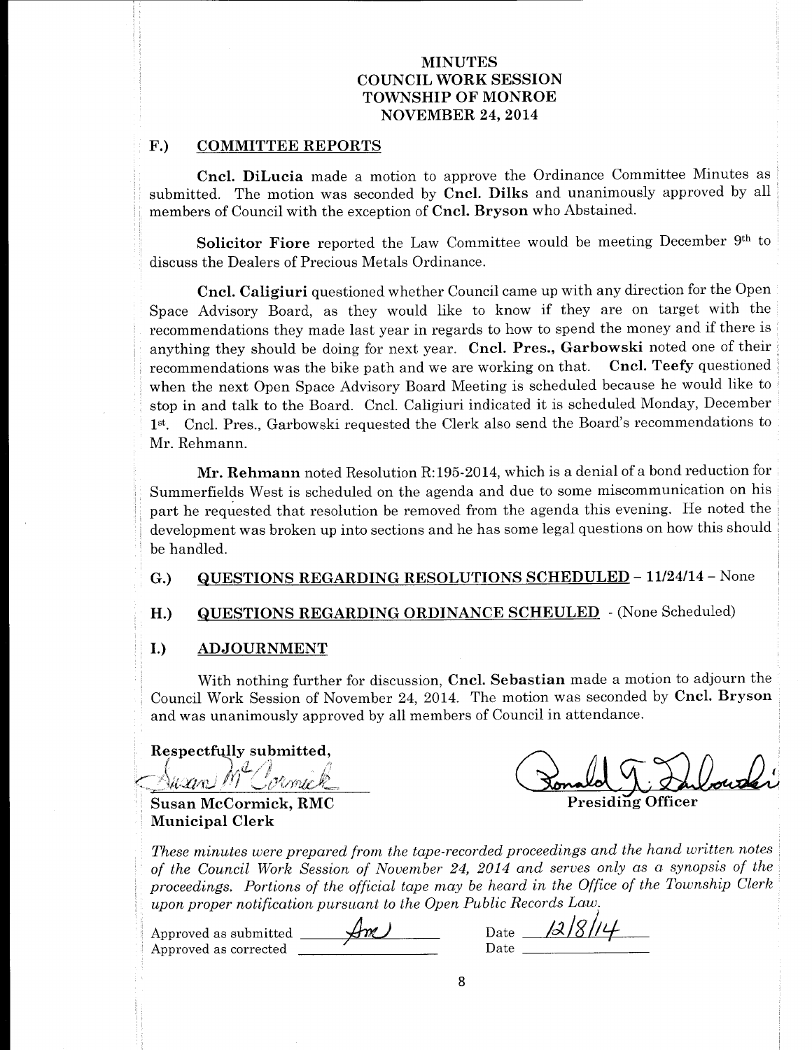# MINUTES
# COUNCIL WORK SESSION
# TOWNSHIP OF MONROE
# NOVEMBER 24, 2014

## F.) COMMITTEE REPORTS

**Cncl. DiLucia** made a motion to approve the Ordinance Committee Minutes as submitted. The motion was seconded by **Cncl. Dilks** and unanimously approved by all members of Council with the exception of **Cncl. Bryson** who Abstained.

**Solicitor Fiore** reported the Law Committee would be meeting December 9th to discuss the Dealers of Precious Metals Ordinance.

**Cncl. Caligiuri** questioned whether Council came up with any direction for the Open Space Advisory Board, as they would like to know if they are on target with the recommendations they made last year in regards to how to spend the money and if there is anything they should be doing for next year. **Cncl. Pres., Garbowski** noted one of their recommendations was the bike path and we are working on that. **Cncl. Teefy** questioned when the next Open Space Advisory Board Meeting is scheduled because he would like to stop in and talk to the Board. Cncl. Caligiuri indicated it is scheduled Monday, December 1st. Cncl. Pres., Garbowski requested the Clerk also send the Board's recommendations to Mr. Rehmann.

**Mr. Rehmann** noted Resolution R:195-2014, which is a denial of a bond reduction for Summerfields West is scheduled on the agenda and due to some miscommunication on his part he requested that resolution be removed from the agenda this evening. He noted the development was broken up into sections and he has some legal questions on how this should be handled.

## G.) QUESTIONS REGARDING RESOLUTIONS SCHEDULED – 11/24/14 – None

## H.) QUESTIONS REGARDING ORDINANCE SCHEULED - (None Scheduled)

## I.) ADJOURNMENT

With nothing further for discussion, **Cncl. Sebastian** made a motion to adjourn the Council Work Session of November 24, 2014. The motion was seconded by **Cncl. Bryson** and was unanimously approved by all members of Council in attendance.

**Respectfully submitted,**

*Susan McCormick*

**Susan McCormick, RMC**
**Municipal Clerk**

*Ronald G. Garbowski*

**Presiding Officer**

*These minutes were prepared from the tape-recorded proceedings and the hand written notes of the Council Work Session of November 24, 2014 and serves only as a synopsis of the proceedings. Portions of the official tape may be heard in the Office of the Township Clerk upon proper notification pursuant to the Open Public Records Law.*

Approved as submitted *Am* Date *12/8/14*
Approved as corrected ________ Date ________